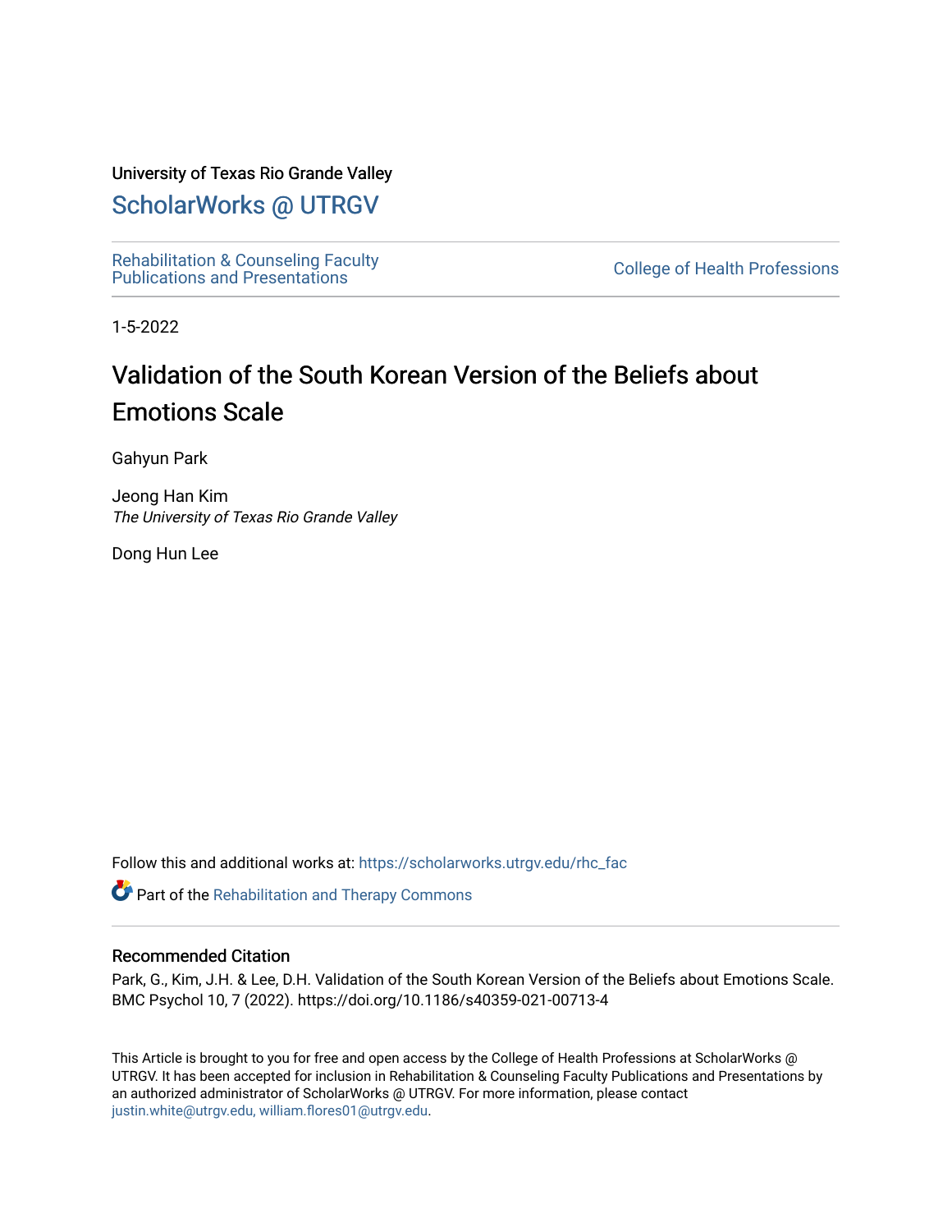University of Texas Rio Grande Valley

# ScholarWorks @ UTRGV

Rehabilitation & Counseling Faculty Publications and Presentations

College of Health Professions

1-5-2022

# Validation of the South Korean Version of the Beliefs about Emotions Scale

Gahyun Park

Jeong Han Kim
*The University of Texas Rio Grande Valley*

Dong Hun Lee

Follow this and additional works at: https://scholarworks.utrgv.edu/rhc_fac

Part of the Rehabilitation and Therapy Commons

## Recommended Citation

Park, G., Kim, J.H. & Lee, D.H. Validation of the South Korean Version of the Beliefs about Emotions Scale. BMC Psychol 10, 7 (2022). https://doi.org/10.1186/s40359-021-00713-4

This Article is brought to you for free and open access by the College of Health Professions at ScholarWorks @ UTRGV. It has been accepted for inclusion in Rehabilitation & Counseling Faculty Publications and Presentations by an authorized administrator of ScholarWorks @ UTRGV. For more information, please contact justin.white@utrgv.edu, william.flores01@utrgv.edu.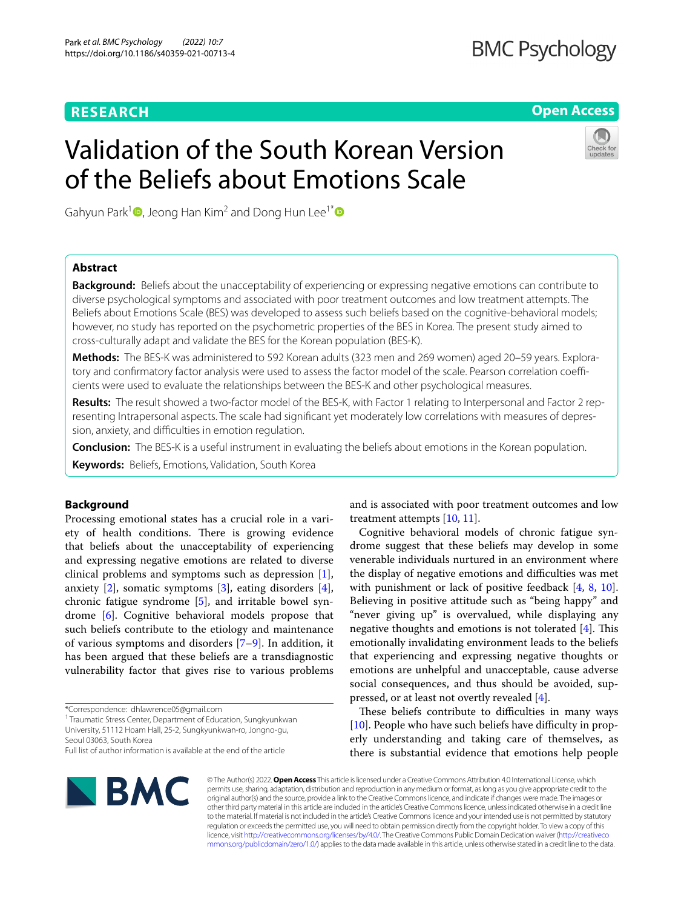# Validation of the South Korean Version of the Beliefs about Emotions Scale

Gahyun Park[1], Jeong Han Kim[2] and Dong Hun Lee[1*]

## Abstract

**Background:** Beliefs about the unacceptability of experiencing or expressing negative emotions can contribute to diverse psychological symptoms and associated with poor treatment outcomes and low treatment attempts. The Beliefs about Emotions Scale (BES) was developed to assess such beliefs based on the cognitive-behavioral models; however, no study has reported on the psychometric properties of the BES in Korea. The present study aimed to cross-culturally adapt and validate the BES for the Korean population (BES-K).

**Methods:** The BES-K was administered to 592 Korean adults (323 men and 269 women) aged 20–59 years. Exploratory and confirmatory factor analysis were used to assess the factor model of the scale. Pearson correlation coefficients were used to evaluate the relationships between the BES-K and other psychological measures.

**Results:** The result showed a two-factor model of the BES-K, with Factor 1 relating to Interpersonal and Factor 2 representing Intrapersonal aspects. The scale had significant yet moderately low correlations with measures of depression, anxiety, and difficulties in emotion regulation.

**Conclusion:** The BES-K is a useful instrument in evaluating the beliefs about emotions in the Korean population.

**Keywords:** Beliefs, Emotions, Validation, South Korea

## Background

Processing emotional states has a crucial role in a variety of health conditions. There is growing evidence that beliefs about the unacceptability of experiencing and expressing negative emotions are related to diverse clinical problems and symptoms such as depression [1], anxiety [2], somatic symptoms [3], eating disorders [4], chronic fatigue syndrome [5], and irritable bowel syndrome [6]. Cognitive behavioral models propose that such beliefs contribute to the etiology and maintenance of various symptoms and disorders [7–9]. In addition, it has been argued that these beliefs are a transdiagnostic vulnerability factor that gives rise to various problems and is associated with poor treatment outcomes and low treatment attempts [10, 11].

Cognitive behavioral models of chronic fatigue syndrome suggest that these beliefs may develop in some venerable individuals nurtured in an environment where the display of negative emotions and difficulties was met with punishment or lack of positive feedback [4, 8, 10]. Believing in positive attitude such as "being happy" and "never giving up" is overvalued, while displaying any negative thoughts and emotions is not tolerated [4]. This emotionally invalidating environment leads to the beliefs that experiencing and expressing negative thoughts or emotions are unhelpful and unacceptable, cause adverse social consequences, and thus should be avoided, suppressed, or at least not overtly revealed [4].

These beliefs contribute to difficulties in many ways [10]. People who have such beliefs have difficulty in properly understanding and taking care of themselves, as there is substantial evidence that emotions help people

*Correspondence: dhlawrence05@gmail.com

[1] Traumatic Stress Center, Department of Education, Sungkyunkwan University, 51112 Hoam Hall, 25-2, Sungkyunkwan-ro, Jongro-gu, Seoul 03063, South Korea

Full list of author information is available at the end of the article

© The Author(s) 2022. **Open Access** This article is licensed under a Creative Commons Attribution 4.0 International License, which permits use, sharing, adaptation, distribution and reproduction in any medium or format, as long as you give appropriate credit to the original author(s) and the source, provide a link to the Creative Commons licence, and indicate if changes were made. The images or other third party material in this article are included in the article's Creative Commons licence, unless indicated otherwise in a credit line to the material. If material is not included in the article's Creative Commons licence and your intended use is not permitted by statutory regulation or exceeds the permitted use, you will need to obtain permission directly from the copyright holder. To view a copy of this licence, visit http://creativecommons.org/licenses/by/4.0/. The Creative Commons Public Domain Dedication waiver (http://creativecommons.org/publicdomain/zero/1.0/) applies to the data made available in this article, unless otherwise stated in a credit line to the data.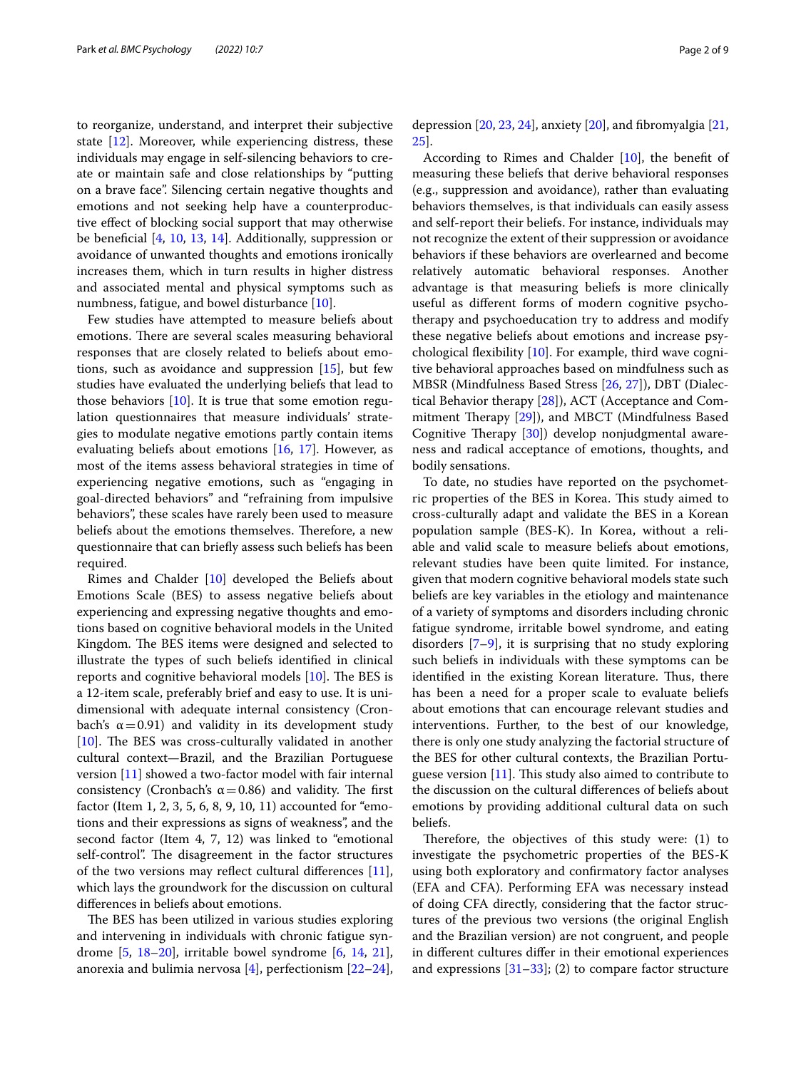to reorganize, understand, and interpret their subjective state [12]. Moreover, while experiencing distress, these individuals may engage in self-silencing behaviors to create or maintain safe and close relationships by "putting on a brave face". Silencing certain negative thoughts and emotions and not seeking help have a counterproductive effect of blocking social support that may otherwise be beneficial [4, 10, 13, 14]. Additionally, suppression or avoidance of unwanted thoughts and emotions ironically increases them, which in turn results in higher distress and associated mental and physical symptoms such as numbness, fatigue, and bowel disturbance [10].

Few studies have attempted to measure beliefs about emotions. There are several scales measuring behavioral responses that are closely related to beliefs about emotions, such as avoidance and suppression [15], but few studies have evaluated the underlying beliefs that lead to those behaviors [10]. It is true that some emotion regulation questionnaires that measure individuals' strategies to modulate negative emotions partly contain items evaluating beliefs about emotions [16, 17]. However, as most of the items assess behavioral strategies in time of experiencing negative emotions, such as "engaging in goal-directed behaviors" and "refraining from impulsive behaviors", these scales have rarely been used to measure beliefs about the emotions themselves. Therefore, a new questionnaire that can briefly assess such beliefs has been required.

Rimes and Chalder [10] developed the Beliefs about Emotions Scale (BES) to assess negative beliefs about experiencing and expressing negative thoughts and emotions based on cognitive behavioral models in the United Kingdom. The BES items were designed and selected to illustrate the types of such beliefs identified in clinical reports and cognitive behavioral models [10]. The BES is a 12-item scale, preferably brief and easy to use. It is unidimensional with adequate internal consistency (Cronbach's $\alpha = 0.91$) and validity in its development study [10]. The BES was cross-culturally validated in another cultural context—Brazil, and the Brazilian Portuguese version [11] showed a two-factor model with fair internal consistency (Cronbach's $\alpha = 0.86$) and validity. The first factor (Item 1, 2, 3, 5, 6, 8, 9, 10, 11) accounted for "emotions and their expressions as signs of weakness", and the second factor (Item 4, 7, 12) was linked to "emotional self-control". The disagreement in the factor structures of the two versions may reflect cultural differences [11], which lays the groundwork for the discussion on cultural differences in beliefs about emotions.

The BES has been utilized in various studies exploring and intervening in individuals with chronic fatigue syndrome [5, 18–20], irritable bowel syndrome [6, 14, 21], anorexia and bulimia nervosa [4], perfectionism [22–24], depression [20, 23, 24], anxiety [20], and fibromyalgia [21, 25].

According to Rimes and Chalder [10], the benefit of measuring these beliefs that derive behavioral responses (e.g., suppression and avoidance), rather than evaluating behaviors themselves, is that individuals can easily assess and self-report their beliefs. For instance, individuals may not recognize the extent of their suppression or avoidance behaviors if these behaviors are overlearned and become relatively automatic behavioral responses. Another advantage is that measuring beliefs is more clinically useful as different forms of modern cognitive psychotherapy and psychoeducation try to address and modify these negative beliefs about emotions and increase psychological flexibility [10]. For example, third wave cognitive behavioral approaches based on mindfulness such as MBSR (Mindfulness Based Stress [26, 27]), DBT (Dialectical Behavior therapy [28]), ACT (Acceptance and Commitment Therapy [29]), and MBCT (Mindfulness Based Cognitive Therapy [30]) develop nonjudgmental awareness and radical acceptance of emotions, thoughts, and bodily sensations.

To date, no studies have reported on the psychometric properties of the BES in Korea. This study aimed to cross-culturally adapt and validate the BES in a Korean population sample (BES-K). In Korea, without a reliable and valid scale to measure beliefs about emotions, relevant studies have been quite limited. For instance, given that modern cognitive behavioral models state such beliefs are key variables in the etiology and maintenance of a variety of symptoms and disorders including chronic fatigue syndrome, irritable bowel syndrome, and eating disorders [7–9], it is surprising that no study exploring such beliefs in individuals with these symptoms can be identified in the existing Korean literature. Thus, there has been a need for a proper scale to evaluate beliefs about emotions that can encourage relevant studies and interventions. Further, to the best of our knowledge, there is only one study analyzing the factorial structure of the BES for other cultural contexts, the Brazilian Portuguese version [11]. This study also aimed to contribute to the discussion on the cultural differences of beliefs about emotions by providing additional cultural data on such beliefs.

Therefore, the objectives of this study were: (1) to investigate the psychometric properties of the BES-K using both exploratory and confirmatory factor analyses (EFA and CFA). Performing EFA was necessary instead of doing CFA directly, considering that the factor structures of the previous two versions (the original English and the Brazilian version) are not congruent, and people in different cultures differ in their emotional experiences and expressions [31–33]; (2) to compare factor structure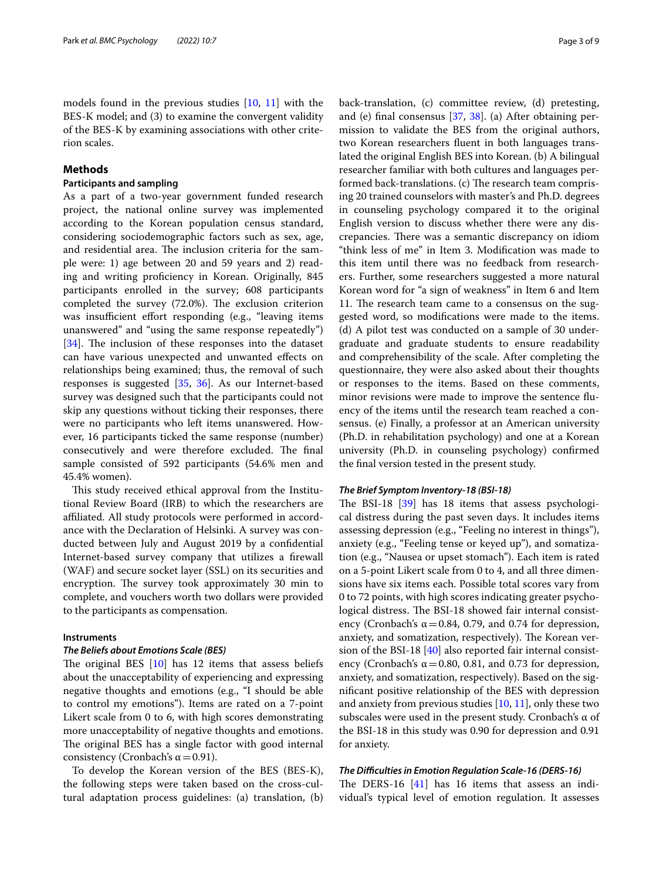models found in the previous studies [10, 11] with the BES-K model; and (3) to examine the convergent validity of the BES-K by examining associations with other criterion scales.

## Methods

### Participants and sampling

As a part of a two-year government funded research project, the national online survey was implemented according to the Korean population census standard, considering sociodemographic factors such as sex, age, and residential area. The inclusion criteria for the sample were: 1) age between 20 and 59 years and 2) reading and writing proficiency in Korean. Originally, 845 participants enrolled in the survey; 608 participants completed the survey (72.0%). The exclusion criterion was insufficient effort responding (e.g., "leaving items unanswered" and "using the same response repeatedly") [34]. The inclusion of these responses into the dataset can have various unexpected and unwanted effects on relationships being examined; thus, the removal of such responses is suggested [35, 36]. As our Internet-based survey was designed such that the participants could not skip any questions without ticking their responses, there were no participants who left items unanswered. However, 16 participants ticked the same response (number) consecutively and were therefore excluded. The final sample consisted of 592 participants (54.6% men and 45.4% women).

This study received ethical approval from the Institutional Review Board (IRB) to which the researchers are affiliated. All study protocols were performed in accordance with the Declaration of Helsinki. A survey was conducted between July and August 2019 by a confidential Internet-based survey company that utilizes a firewall (WAF) and secure socket layer (SSL) on its securities and encryption. The survey took approximately 30 min to complete, and vouchers worth two dollars were provided to the participants as compensation.

### Instruments

#### *The Beliefs about Emotions Scale (BES)*

The original BES [10] has 12 items that assess beliefs about the unacceptability of experiencing and expressing negative thoughts and emotions (e.g., "I should be able to control my emotions"). Items are rated on a 7-point Likert scale from 0 to 6, with high scores demonstrating more unacceptability of negative thoughts and emotions. The original BES has a single factor with good internal consistency (Cronbach's $\alpha = 0.91$).

To develop the Korean version of the BES (BES-K), the following steps were taken based on the cross-cultural adaptation process guidelines: (a) translation, (b) back-translation, (c) committee review, (d) pretesting, and (e) final consensus [37, 38]. (a) After obtaining permission to validate the BES from the original authors, two Korean researchers fluent in both languages translated the original English BES into Korean. (b) A bilingual researcher familiar with both cultures and languages performed back-translations. (c) The research team comprising 20 trained counselors with master's and Ph.D. degrees in counseling psychology compared it to the original English version to discuss whether there were any discrepancies. There was a semantic discrepancy on idiom "think less of me" in Item 3. Modification was made to this item until there was no feedback from researchers. Further, some researchers suggested a more natural Korean word for "a sign of weakness" in Item 6 and Item 11. The research team came to a consensus on the suggested word, so modifications were made to the items. (d) A pilot test was conducted on a sample of 30 undergraduate and graduate students to ensure readability and comprehensibility of the scale. After completing the questionnaire, they were also asked about their thoughts or responses to the items. Based on these comments, minor revisions were made to improve the sentence fluency of the items until the research team reached a consensus. (e) Finally, a professor at an American university (Ph.D. in rehabilitation psychology) and one at a Korean university (Ph.D. in counseling psychology) confirmed the final version tested in the present study.

#### *The Brief Symptom Inventory-18 (BSI-18)*

The BSI-18 [39] has 18 items that assess psychological distress during the past seven days. It includes items assessing depression (e.g., "Feeling no interest in things"), anxiety (e.g., "Feeling tense or keyed up"), and somatization (e.g., "Nausea or upset stomach"). Each item is rated on a 5-point Likert scale from 0 to 4, and all three dimensions have six items each. Possible total scores vary from 0 to 72 points, with high scores indicating greater psychological distress. The BSI-18 showed fair internal consistency (Cronbach's $\alpha = 0.84$, 0.79, and 0.74 for depression, anxiety, and somatization, respectively). The Korean version of the BSI-18 [40] also reported fair internal consistency (Cronbach's $\alpha = 0.80$, 0.81, and 0.73 for depression, anxiety, and somatization, respectively). Based on the significant positive relationship of the BES with depression and anxiety from previous studies [10, 11], only these two subscales were used in the present study. Cronbach's α of the BSI-18 in this study was 0.90 for depression and 0.91 for anxiety.

#### *The Difficulties in Emotion Regulation Scale-16 (DERS-16)*

The DERS-16 [41] has 16 items that assess an individual's typical level of emotion regulation. It assesses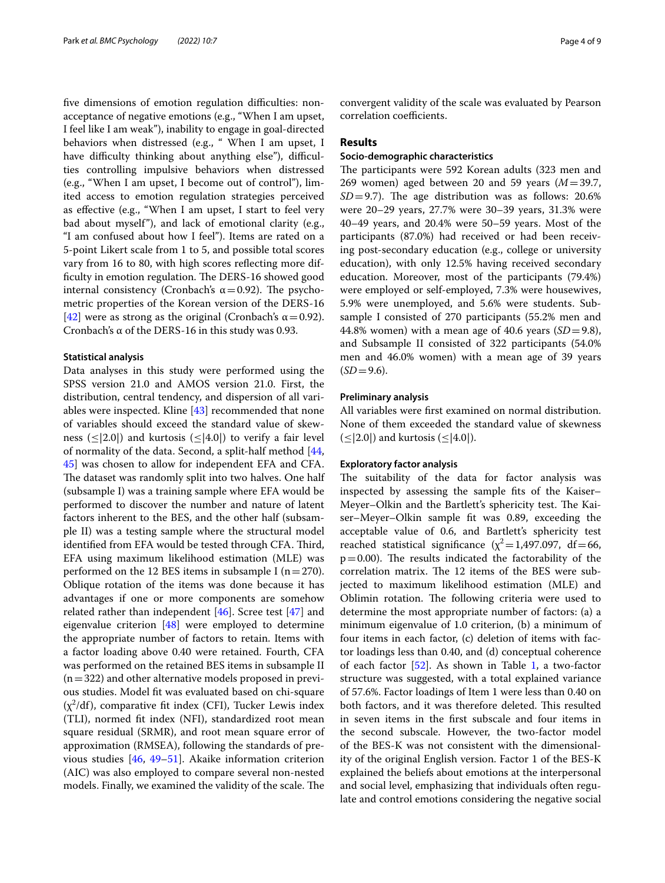five dimensions of emotion regulation difficulties: non-acceptance of negative emotions (e.g., "When I am upset, I feel like I am weak"), inability to engage in goal-directed behaviors when distressed (e.g., " When I am upset, I have difficulty thinking about anything else"), difficulties controlling impulsive behaviors when distressed (e.g., "When I am upset, I become out of control"), limited access to emotion regulation strategies perceived as effective (e.g., "When I am upset, I start to feel very bad about myself"), and lack of emotional clarity (e.g., "I am confused about how I feel"). Items are rated on a 5-point Likert scale from 1 to 5, and possible total scores vary from 16 to 80, with high scores reflecting more difficulty in emotion regulation. The DERS-16 showed good internal consistency (Cronbach's $\alpha = 0.92$). The psychometric properties of the Korean version of the DERS-16 [42] were as strong as the original (Cronbach's $\alpha = 0.92$). Cronbach's α of the DERS-16 in this study was 0.93.

### Statistical analysis

Data analyses in this study were performed using the SPSS version 21.0 and AMOS version 21.0. First, the distribution, central tendency, and dispersion of all variables were inspected. Kline [43] recommended that none of variables should exceed the standard value of skewness ($\leq|2.0|$) and kurtosis ($\leq|4.0|$) to verify a fair level of normality of the data. Second, a split-half method [44, 45] was chosen to allow for independent EFA and CFA. The dataset was randomly split into two halves. One half (subsample I) was a training sample where EFA would be performed to discover the number and nature of latent factors inherent to the BES, and the other half (subsample II) was a testing sample where the structural model identified from EFA would be tested through CFA. Third, EFA using maximum likelihood estimation (MLE) was performed on the 12 BES items in subsample I ($n = 270$). Oblique rotation of the items was done because it has advantages if one or more components are somehow related rather than independent [46]. Scree test [47] and eigenvalue criterion [48] were employed to determine the appropriate number of factors to retain. Items with a factor loading above 0.40 were retained. Fourth, CFA was performed on the retained BES items in subsample II ($n = 322$) and other alternative models proposed in previous studies. Model fit was evaluated based on chi-square ($\chi^2$/df), comparative fit index (CFI), Tucker Lewis index (TLI), normed fit index (NFI), standardized root mean square residual (SRMR), and root mean square error of approximation (RMSEA), following the standards of previous studies [46, 49–51]. Akaike information criterion (AIC) was also employed to compare several non-nested models. Finally, we examined the validity of the scale. The convergent validity of the scale was evaluated by Pearson correlation coefficients.

## Results

### Socio-demographic characteristics

The participants were 592 Korean adults (323 men and 269 women) aged between 20 and 59 years ($M = 39.7$, $SD = 9.7$). The age distribution was as follows: 20.6% were 20–29 years, 27.7% were 30–39 years, 31.3% were 40–49 years, and 20.4% were 50–59 years. Most of the participants (87.0%) had received or had been receiving post-secondary education (e.g., college or university education), with only 12.5% having received secondary education. Moreover, most of the participants (79.4%) were employed or self-employed, 7.3% were housewives, 5.9% were unemployed, and 5.6% were students. Subsample I consisted of 270 participants (55.2% men and 44.8% women) with a mean age of 40.6 years ($SD = 9.8$), and Subsample II consisted of 322 participants (54.0% men and 46.0% women) with a mean age of 39 years ($SD = 9.6$).

### Preliminary analysis

All variables were first examined on normal distribution. None of them exceeded the standard value of skewness ($\leq|2.0|$) and kurtosis ($\leq|4.0|$).

### Exploratory factor analysis

The suitability of the data for factor analysis was inspected by assessing the sample fits of the Kaiser–Meyer–Olkin and the Bartlett's sphericity test. The Kaiser–Meyer–Olkin sample fit was 0.89, exceeding the acceptable value of 0.6, and Bartlett's sphericity test reached statistical significance ($\chi^2 = 1{,}497.097$, df $= 66$, $p = 0.00$). The results indicated the factorability of the correlation matrix. The 12 items of the BES were subjected to maximum likelihood estimation (MLE) and Oblimin rotation. The following criteria were used to determine the most appropriate number of factors: (a) a minimum eigenvalue of 1.0 criterion, (b) a minimum of four items in each factor, (c) deletion of items with factor loadings less than 0.40, and (d) conceptual coherence of each factor [52]. As shown in Table 1, a two-factor structure was suggested, with a total explained variance of 57.6%. Factor loadings of Item 1 were less than 0.40 on both factors, and it was therefore deleted. This resulted in seven items in the first subscale and four items in the second subscale. However, the two-factor model of the BES-K was not consistent with the dimensionality of the original English version. Factor 1 of the BES-K explained the beliefs about emotions at the interpersonal and social level, emphasizing that individuals often regulate and control emotions considering the negative social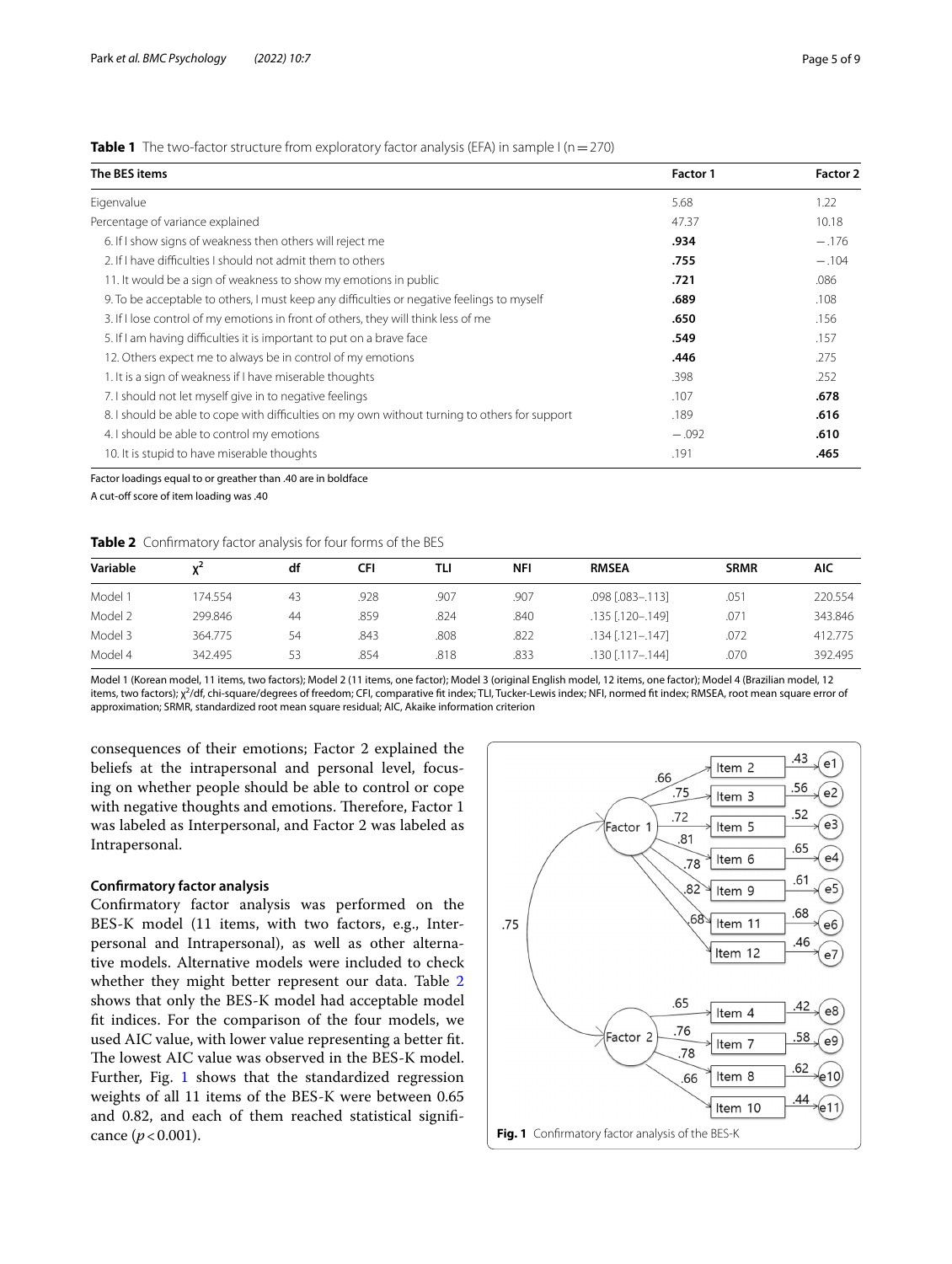**Table 1** The two-factor structure from exploratory factor analysis (EFA) in sample I (n = 270)

| The BES items | Factor 1 | Factor 2 |
|---|---|---|
| Eigenvalue | 5.68 | 1.22 |
| Percentage of variance explained | 47.37 | 10.18 |
| 6. If I show signs of weakness then others will reject me | **.934** | −.176 |
| 2. If I have difficulties I should not admit them to others | **.755** | −.104 |
| 11. It would be a sign of weakness to show my emotions in public | **.721** | .086 |
| 9. To be acceptable to others, I must keep any difficulties or negative feelings to myself | **.689** | .108 |
| 3. If I lose control of my emotions in front of others, they will think less of me | **.650** | .156 |
| 5. If I am having difficulties it is important to put on a brave face | **.549** | .157 |
| 12. Others expect me to always be in control of my emotions | **.446** | .275 |
| 1. It is a sign of weakness if I have miserable thoughts | .398 | .252 |
| 7. I should not let myself give in to negative feelings | .107 | **.678** |
| 8. I should be able to cope with difficulties on my own without turning to others for support | .189 | **.616** |
| 4. I should be able to control my emotions | −.092 | **.610** |
| 10. It is stupid to have miserable thoughts | .191 | **.465** |

Factor loadings equal to or greather than .40 are in boldface

A cut-off score of item loading was .40

**Table 2** Confirmatory factor analysis for four forms of the BES

| Variable | $\chi^2$ | df | CFI | TLI | NFI | RMSEA | SRMR | AIC |
|---|---|---|---|---|---|---|---|---|
| Model 1 | 174.554 | 43 | .928 | .907 | .907 | .098 [.083–.113] | .051 | 220.554 |
| Model 2 | 299.846 | 44 | .859 | .824 | .840 | .135 [.120–.149] | .071 | 343.846 |
| Model 3 | 364.775 | 54 | .843 | .808 | .822 | .134 [.121–.147] | .072 | 412.775 |
| Model 4 | 342.495 | 53 | .854 | .818 | .833 | .130 [.117–.144] | .070 | 392.495 |

Model 1 (Korean model, 11 items, two factors); Model 2 (11 items, one factor); Model 3 (original English model, 12 items, one factor); Model 4 (Brazilian model, 12 items, two factors); $\chi^2$/df, chi-square/degrees of freedom; CFI, comparative fit index; TLI, Tucker-Lewis index; NFI, normed fit index; RMSEA, root mean square error of approximation; SRMR, standardized root mean square residual; AIC, Akaike information criterion

consequences of their emotions; Factor 2 explained the beliefs at the intrapersonal and personal level, focusing on whether people should be able to control or cope with negative thoughts and emotions. Therefore, Factor 1 was labeled as Interpersonal, and Factor 2 was labeled as Intrapersonal.

### Confirmatory factor analysis

Confirmatory factor analysis was performed on the BES-K model (11 items, with two factors, e.g., Interpersonal and Intrapersonal), as well as other alternative models. Alternative models were included to check whether they might better represent our data. Table 2 shows that only the BES-K model had acceptable model fit indices. For the comparison of the four models, we used AIC value, with lower value representing a better fit. The lowest AIC value was observed in the BES-K model. Further, Fig. 1 shows that the standardized regression weights of all 11 items of the BES-K were between 0.65 and 0.82, and each of them reached statistical significance ($p < 0.001$).

**Fig. 1** Confirmatory factor analysis of the BES-K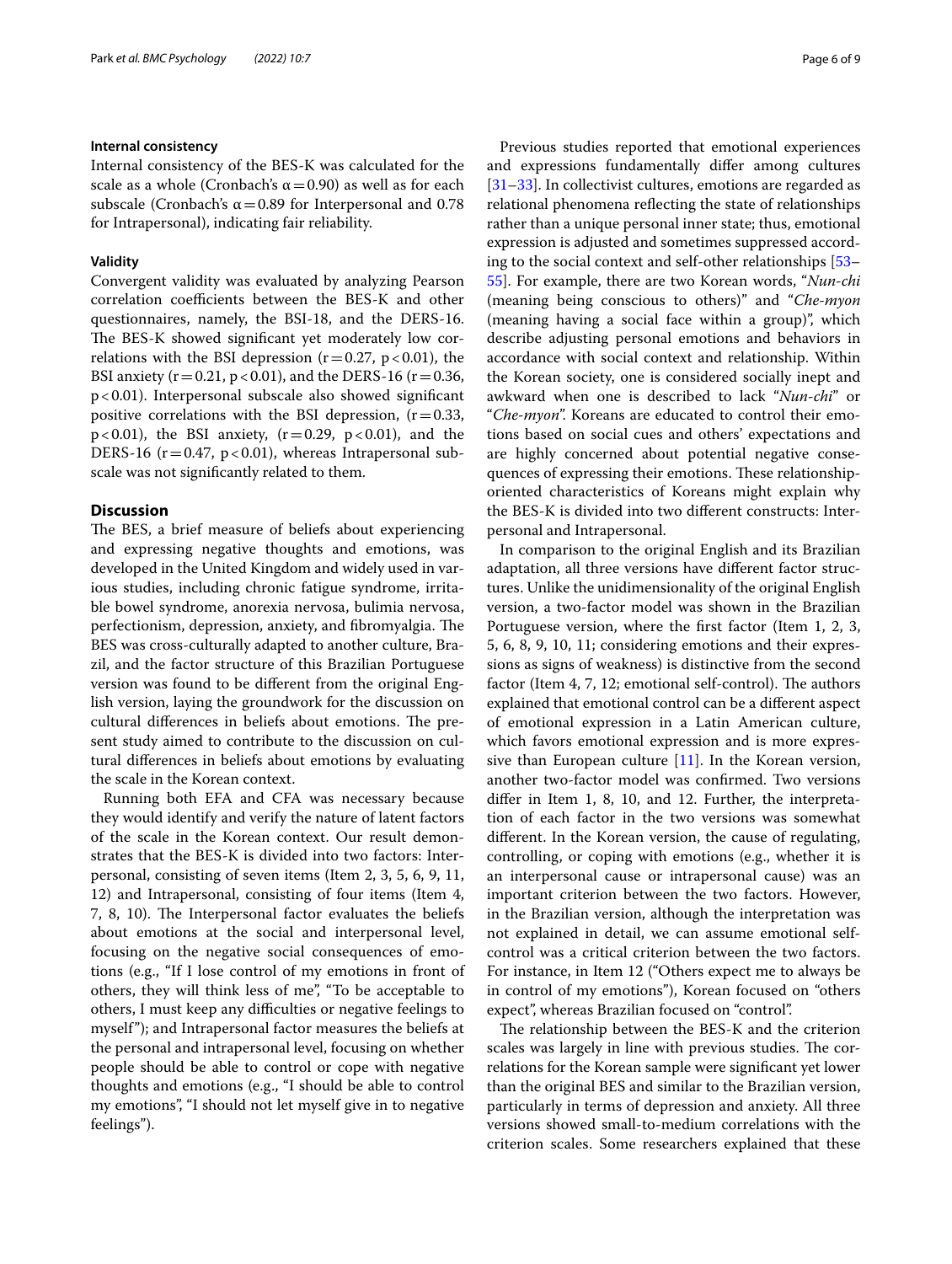### Internal consistency

Internal consistency of the BES-K was calculated for the scale as a whole (Cronbach's $\alpha = 0.90$) as well as for each subscale (Cronbach's $\alpha = 0.89$ for Interpersonal and 0.78 for Intrapersonal), indicating fair reliability.

### Validity

Convergent validity was evaluated by analyzing Pearson correlation coefficients between the BES-K and other questionnaires, namely, the BSI-18, and the DERS-16. The BES-K showed significant yet moderately low correlations with the BSI depression ($r = 0.27$, $p < 0.01$), the BSI anxiety ($r = 0.21$, $p < 0.01$), and the DERS-16 ($r = 0.36$, $p < 0.01$). Interpersonal subscale also showed significant positive correlations with the BSI depression, ($r = 0.33$, $p < 0.01$), the BSI anxiety, ($r = 0.29$, $p < 0.01$), and the DERS-16 ($r = 0.47$, $p < 0.01$), whereas Intrapersonal subscale was not significantly related to them.

## Discussion

The BES, a brief measure of beliefs about experiencing and expressing negative thoughts and emotions, was developed in the United Kingdom and widely used in various studies, including chronic fatigue syndrome, irritable bowel syndrome, anorexia nervosa, bulimia nervosa, perfectionism, depression, anxiety, and fibromyalgia. The BES was cross-culturally adapted to another culture, Brazil, and the factor structure of this Brazilian Portuguese version was found to be different from the original English version, laying the groundwork for the discussion on cultural differences in beliefs about emotions. The present study aimed to contribute to the discussion on cultural differences in beliefs about emotions by evaluating the scale in the Korean context.

Running both EFA and CFA was necessary because they would identify and verify the nature of latent factors of the scale in the Korean context. Our result demonstrates that the BES-K is divided into two factors: Interpersonal, consisting of seven items (Item 2, 3, 5, 6, 9, 11, 12) and Intrapersonal, consisting of four items (Item 4, 7, 8, 10). The Interpersonal factor evaluates the beliefs about emotions at the social and interpersonal level, focusing on the negative social consequences of emotions (e.g., "If I lose control of my emotions in front of others, they will think less of me", "To be acceptable to others, I must keep any difficulties or negative feelings to myself"); and Intrapersonal factor measures the beliefs at the personal and intrapersonal level, focusing on whether people should be able to control or cope with negative thoughts and emotions (e.g., "I should be able to control my emotions", "I should not let myself give in to negative feelings").

Previous studies reported that emotional experiences and expressions fundamentally differ among cultures [31–33]. In collectivist cultures, emotions are regarded as relational phenomena reflecting the state of relationships rather than a unique personal inner state; thus, emotional expression is adjusted and sometimes suppressed according to the social context and self-other relationships [53–55]. For example, there are two Korean words, "*Nun-chi* (meaning being conscious to others)" and "*Che-myon* (meaning having a social face within a group)", which describe adjusting personal emotions and behaviors in accordance with social context and relationship. Within the Korean society, one is considered socially inept and awkward when one is described to lack "*Nun-chi*" or "*Che-myon*". Koreans are educated to control their emotions based on social cues and others' expectations and are highly concerned about potential negative consequences of expressing their emotions. These relationship-oriented characteristics of Koreans might explain why the BES-K is divided into two different constructs: Interpersonal and Intrapersonal.

In comparison to the original English and its Brazilian adaptation, all three versions have different factor structures. Unlike the unidimensionality of the original English version, a two-factor model was shown in the Brazilian Portuguese version, where the first factor (Item 1, 2, 3, 5, 6, 8, 9, 10, 11; considering emotions and their expressions as signs of weakness) is distinctive from the second factor (Item 4, 7, 12; emotional self-control). The authors explained that emotional control can be a different aspect of emotional expression in a Latin American culture, which favors emotional expression and is more expressive than European culture [11]. In the Korean version, another two-factor model was confirmed. Two versions differ in Item 1, 8, 10, and 12. Further, the interpretation of each factor in the two versions was somewhat different. In the Korean version, the cause of regulating, controlling, or coping with emotions (e.g., whether it is an interpersonal cause or intrapersonal cause) was an important criterion between the two factors. However, in the Brazilian version, although the interpretation was not explained in detail, we can assume emotional self-control was a critical criterion between the two factors. For instance, in Item 12 ("Others expect me to always be in control of my emotions"), Korean focused on "others expect", whereas Brazilian focused on "control".

The relationship between the BES-K and the criterion scales was largely in line with previous studies. The correlations for the Korean sample were significant yet lower than the original BES and similar to the Brazilian version, particularly in terms of depression and anxiety. All three versions showed small-to-medium correlations with the criterion scales. Some researchers explained that these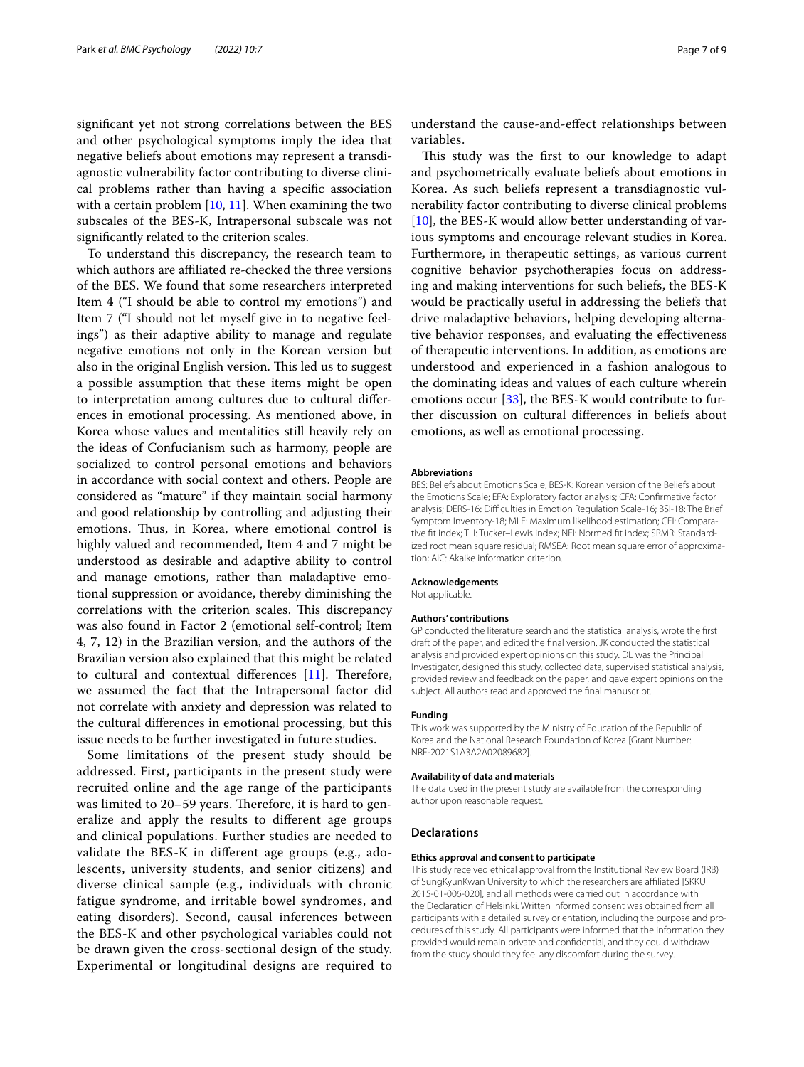significant yet not strong correlations between the BES and other psychological symptoms imply the idea that negative beliefs about emotions may represent a transdiagnostic vulnerability factor contributing to diverse clinical problems rather than having a specific association with a certain problem [10, 11]. When examining the two subscales of the BES-K, Intrapersonal subscale was not significantly related to the criterion scales.

To understand this discrepancy, the research team to which authors are affiliated re-checked the three versions of the BES. We found that some researchers interpreted Item 4 ("I should be able to control my emotions") and Item 7 ("I should not let myself give in to negative feelings") as their adaptive ability to manage and regulate negative emotions not only in the Korean version but also in the original English version. This led us to suggest a possible assumption that these items might be open to interpretation among cultures due to cultural differences in emotional processing. As mentioned above, in Korea whose values and mentalities still heavily rely on the ideas of Confucianism such as harmony, people are socialized to control personal emotions and behaviors in accordance with social context and others. People are considered as "mature" if they maintain social harmony and good relationship by controlling and adjusting their emotions. Thus, in Korea, where emotional control is highly valued and recommended, Item 4 and 7 might be understood as desirable and adaptive ability to control and manage emotions, rather than maladaptive emotional suppression or avoidance, thereby diminishing the correlations with the criterion scales. This discrepancy was also found in Factor 2 (emotional self-control; Item 4, 7, 12) in the Brazilian version, and the authors of the Brazilian version also explained that this might be related to cultural and contextual differences [11]. Therefore, we assumed the fact that the Intrapersonal factor did not correlate with anxiety and depression was related to the cultural differences in emotional processing, but this issue needs to be further investigated in future studies.

Some limitations of the present study should be addressed. First, participants in the present study were recruited online and the age range of the participants was limited to 20–59 years. Therefore, it is hard to generalize and apply the results to different age groups and clinical populations. Further studies are needed to validate the BES-K in different age groups (e.g., adolescents, university students, and senior citizens) and diverse clinical sample (e.g., individuals with chronic fatigue syndrome, and irritable bowel syndromes, and eating disorders). Second, causal inferences between the BES-K and other psychological variables could not be drawn given the cross-sectional design of the study. Experimental or longitudinal designs are required to understand the cause-and-effect relationships between variables.

This study was the first to our knowledge to adapt and psychometrically evaluate beliefs about emotions in Korea. As such beliefs represent a transdiagnostic vulnerability factor contributing to diverse clinical problems [10], the BES-K would allow better understanding of various symptoms and encourage relevant studies in Korea. Furthermore, in therapeutic settings, as various current cognitive behavior psychotherapies focus on addressing and making interventions for such beliefs, the BES-K would be practically useful in addressing the beliefs that drive maladaptive behaviors, helping developing alternative behavior responses, and evaluating the effectiveness of therapeutic interventions. In addition, as emotions are understood and experienced in a fashion analogous to the dominating ideas and values of each culture wherein emotions occur [33], the BES-K would contribute to further discussion on cultural differences in beliefs about emotions, as well as emotional processing.

#### Abbreviations

BES: Beliefs about Emotions Scale; BES-K: Korean version of the Beliefs about the Emotions Scale; EFA: Exploratory factor analysis; CFA: Confirmative factor analysis; DERS-16: Difficulties in Emotion Regulation Scale-16; BSI-18: The Brief Symptom Inventory-18; MLE: Maximum likelihood estimation; CFI: Comparative fit index; TLI: Tucker–Lewis index; NFI: Normed fit index; SRMR: Standardized root mean square residual; RMSEA: Root mean square error of approximation; AIC: Akaike information criterion.

#### Acknowledgements

Not applicable.

#### Authors' contributions

GP conducted the literature search and the statistical analysis, wrote the first draft of the paper, and edited the final version. JK conducted the statistical analysis and provided expert opinions on this study. DL was the Principal Investigator, designed this study, collected data, supervised statistical analysis, provided review and feedback on the paper, and gave expert opinions on the subject. All authors read and approved the final manuscript.

#### Funding

This work was supported by the Ministry of Education of the Republic of Korea and the National Research Foundation of Korea [Grant Number: NRF-2021S1A3A2A02089682].

#### Availability of data and materials

The data used in the present study are available from the corresponding author upon reasonable request.

### Declarations

#### Ethics approval and consent to participate

This study received ethical approval from the Institutional Review Board (IRB) of SungKyunKwan University to which the researchers are affiliated [SKKU 2015-01-006-020], and all methods were carried out in accordance with the Declaration of Helsinki. Written informed consent was obtained from all participants with a detailed survey orientation, including the purpose and procedures of this study. All participants were informed that the information they provided would remain private and confidential, and they could withdraw from the study should they feel any discomfort during the survey.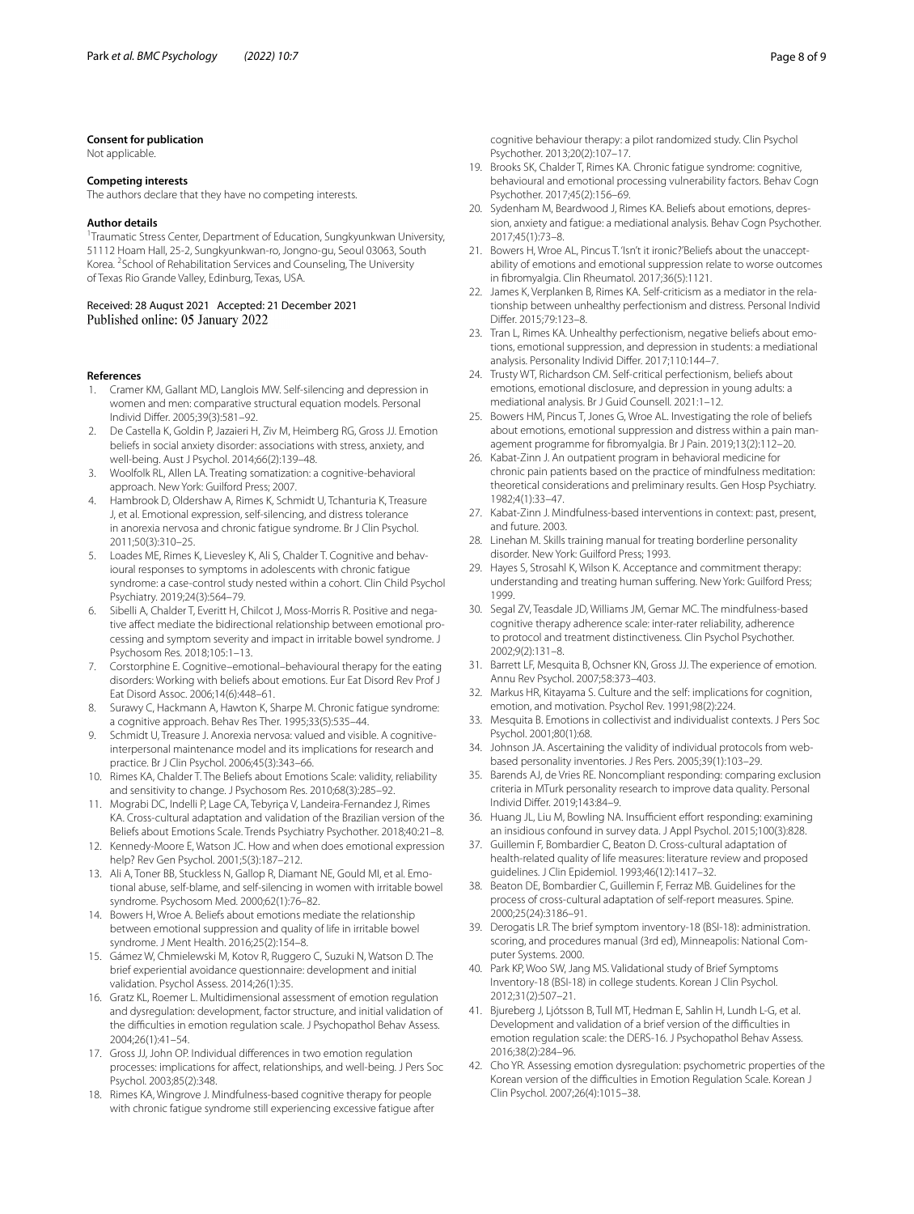#### Consent for publication

Not applicable.

#### Competing interests

The authors declare that they have no competing interests.

#### Author details

[1]Traumatic Stress Center, Department of Education, Sungkyunkwan University, 51112 Hoam Hall, 25-2, Sungkyunkwan-ro, Jongno-gu, Seoul 03063, South Korea. [2]School of Rehabilitation Services and Counseling, The University of Texas Rio Grande Valley, Edinburg, Texas, USA.

Received: 28 August 2021 Accepted: 21 December 2021
Published online: 05 January 2022

#### References

1. Cramer KM, Gallant MD, Langlois MW. Self-silencing and depression in women and men: comparative structural equation models. Personal Individ Differ. 2005;39(3):581–92.
2. De Castella K, Goldin P, Jazaieri H, Ziv M, Heimberg RG, Gross JJ. Emotion beliefs in social anxiety disorder: associations with stress, anxiety, and well-being. Aust J Psychol. 2014;66(2):139–48.
3. Woolfolk RL, Allen LA. Treating somatization: a cognitive-behavioral approach. New York: Guilford Press; 2007.
4. Hambrook D, Oldershaw A, Rimes K, Schmidt U, Tchanturia K, Treasure J, et al. Emotional expression, self-silencing, and distress tolerance in anorexia nervosa and chronic fatigue syndrome. Br J Clin Psychol. 2011;50(3):310–25.
5. Loades ME, Rimes K, Lievesley K, Ali S, Chalder T. Cognitive and behavioural responses to symptoms in adolescents with chronic fatigue syndrome: a case-control study nested within a cohort. Clin Child Psychol Psychiatry. 2019;24(3):564–79.
6. Sibelli A, Chalder T, Everitt H, Chilcot J, Moss-Morris R. Positive and negative affect mediate the bidirectional relationship between emotional processing and symptom severity and impact in irritable bowel syndrome. J Psychosom Res. 2018;105:1–13.
7. Corstorphine E. Cognitive–emotional–behavioural therapy for the eating disorders: Working with beliefs about emotions. Eur Eat Disord Rev Prof J Eat Disord Assoc. 2006;14(6):448–61.
8. Surawy C, Hackmann A, Hawton K, Sharpe M. Chronic fatigue syndrome: a cognitive approach. Behav Res Ther. 1995;33(5):535–44.
9. Schmidt U, Treasure J. Anorexia nervosa: valued and visible. A cognitive-interpersonal maintenance model and its implications for research and practice. Br J Clin Psychol. 2006;45(3):343–66.
10. Rimes KA, Chalder T. The Beliefs about Emotions Scale: validity, reliability and sensitivity to change. J Psychosom Res. 2010;68(3):285–92.
11. Mograbi DC, Indelli P, Lage CA, Tebyriça V, Landeira-Fernandez J, Rimes KA. Cross-cultural adaptation and validation of the Brazilian version of the Beliefs about Emotions Scale. Trends Psychiatry Psychother. 2018;40:21–8.
12. Kennedy-Moore E, Watson JC. How and when does emotional expression help? Rev Gen Psychol. 2001;5(3):187–212.
13. Ali A, Toner BB, Stuckless N, Gallop R, Diamant NE, Gould MI, et al. Emotional abuse, self-blame, and self-silencing in women with irritable bowel syndrome. Psychosom Med. 2000;62(1):76–82.
14. Bowers H, Wroe A. Beliefs about emotions mediate the relationship between emotional suppression and quality of life in irritable bowel syndrome. J Ment Health. 2016;25(2):154–8.
15. Gámez W, Chmielewski M, Kotov R, Ruggero C, Suzuki N, Watson D. The brief experiential avoidance questionnaire: development and initial validation. Psychol Assess. 2014;26(1):35.
16. Gratz KL, Roemer L. Multidimensional assessment of emotion regulation and dysregulation: development, factor structure, and initial validation of the difficulties in emotion regulation scale. J Psychopathol Behav Assess. 2004;26(1):41–54.
17. Gross JJ, John OP. Individual differences in two emotion regulation processes: implications for affect, relationships, and well-being. J Pers Soc Psychol. 2003;85(2):348.
18. Rimes KA, Wingrove J. Mindfulness-based cognitive therapy for people with chronic fatigue syndrome still experiencing excessive fatigue after cognitive behaviour therapy: a pilot randomized study. Clin Psychol Psychother. 2013;20(2):107–17.
19. Brooks SK, Chalder T, Rimes KA. Chronic fatigue syndrome: cognitive, behavioural and emotional processing vulnerability factors. Behav Cogn Psychother. 2017;45(2):156–69.
20. Sydenham M, Beardwood J, Rimes KA. Beliefs about emotions, depression, anxiety and fatigue: a mediational analysis. Behav Cogn Psychother. 2017;45(1):73–8.
21. Bowers H, Wroe AL, Pincus T. 'Isn't it ironic?'Beliefs about the unacceptability of emotions and emotional suppression relate to worse outcomes in fibromyalgia. Clin Rheumatol. 2017;36(5):1121.
22. James K, Verplanken B, Rimes KA. Self-criticism as a mediator in the relationship between unhealthy perfectionism and distress. Personal Individ Differ. 2015;79:123–8.
23. Tran L, Rimes KA. Unhealthy perfectionism, negative beliefs about emotions, emotional suppression, and depression in students: a mediational analysis. Personality Individ Differ. 2017;110:144–7.
24. Trusty WT, Richardson CM. Self-critical perfectionism, beliefs about emotions, emotional disclosure, and depression in young adults: a mediational analysis. Br J Guid Counsell. 2021:1–12.
25. Bowers HM, Pincus T, Jones G, Wroe AL. Investigating the role of beliefs about emotions, emotional suppression and distress within a pain management programme for fibromyalgia. Br J Pain. 2019;13(2):112–20.
26. Kabat-Zinn J. An outpatient program in behavioral medicine for chronic pain patients based on the practice of mindfulness meditation: theoretical considerations and preliminary results. Gen Hosp Psychiatry. 1982;4(1):33–47.
27. Kabat-Zinn J. Mindfulness-based interventions in context: past, present, and future. 2003.
28. Linehan M. Skills training manual for treating borderline personality disorder. New York: Guilford Press; 1993.
29. Hayes S, Strosahl K, Wilson K. Acceptance and commitment therapy: understanding and treating human suffering. New York: Guilford Press; 1999.
30. Segal ZV, Teasdale JD, Williams JM, Gemar MC. The mindfulness-based cognitive therapy adherence scale: inter-rater reliability, adherence to protocol and treatment distinctiveness. Clin Psychol Psychother. 2002;9(2):131–8.
31. Barrett LF, Mesquita B, Ochsner KN, Gross JJ. The experience of emotion. Annu Rev Psychol. 2007;58:373–403.
32. Markus HR, Kitayama S. Culture and the self: implications for cognition, emotion, and motivation. Psychol Rev. 1991;98(2):224.
33. Mesquita B. Emotions in collectivist and individualist contexts. J Pers Soc Psychol. 2001;80(1):68.
34. Johnson JA. Ascertaining the validity of individual protocols from web-based personality inventories. J Res Pers. 2005;39(1):103–29.
35. Barends AJ, de Vries RE. Noncompliant responding: comparing exclusion criteria in MTurk personality research to improve data quality. Personal Individ Differ. 2019;143:84–9.
36. Huang JL, Liu M, Bowling NA. Insufficient effort responding: examining an insidious confound in survey data. J Appl Psychol. 2015;100(3):828.
37. Guillemin F, Bombardier C, Beaton D. Cross-cultural adaptation of health-related quality of life measures: literature review and proposed guidelines. J Clin Epidemiol. 1993;46(12):1417–32.
38. Beaton DE, Bombardier C, Guillemin F, Ferraz MB. Guidelines for the process of cross-cultural adaptation of self-report measures. Spine. 2000;25(24):3186–91.
39. Derogatis LR. The brief symptom inventory-18 (BSI-18): administration. scoring, and procedures manual (3rd ed), Minneapolis: National Computer Systems. 2000.
40. Park KP, Woo SW, Jang MS. Validational study of Brief Symptoms Inventory-18 (BSI-18) in college students. Korean J Clin Psychol. 2012;31(2):507–21.
41. Bjureberg J, Ljótsson B, Tull MT, Hedman E, Sahlin H, Lundh L-G, et al. Development and validation of a brief version of the difficulties in emotion regulation scale: the DERS-16. J Psychopathol Behav Assess. 2016;38(2):284–96.
42. Cho YR. Assessing emotion dysregulation: psychometric properties of the Korean version of the difficulties in Emotion Regulation Scale. Korean J Clin Psychol. 2007;26(4):1015–38.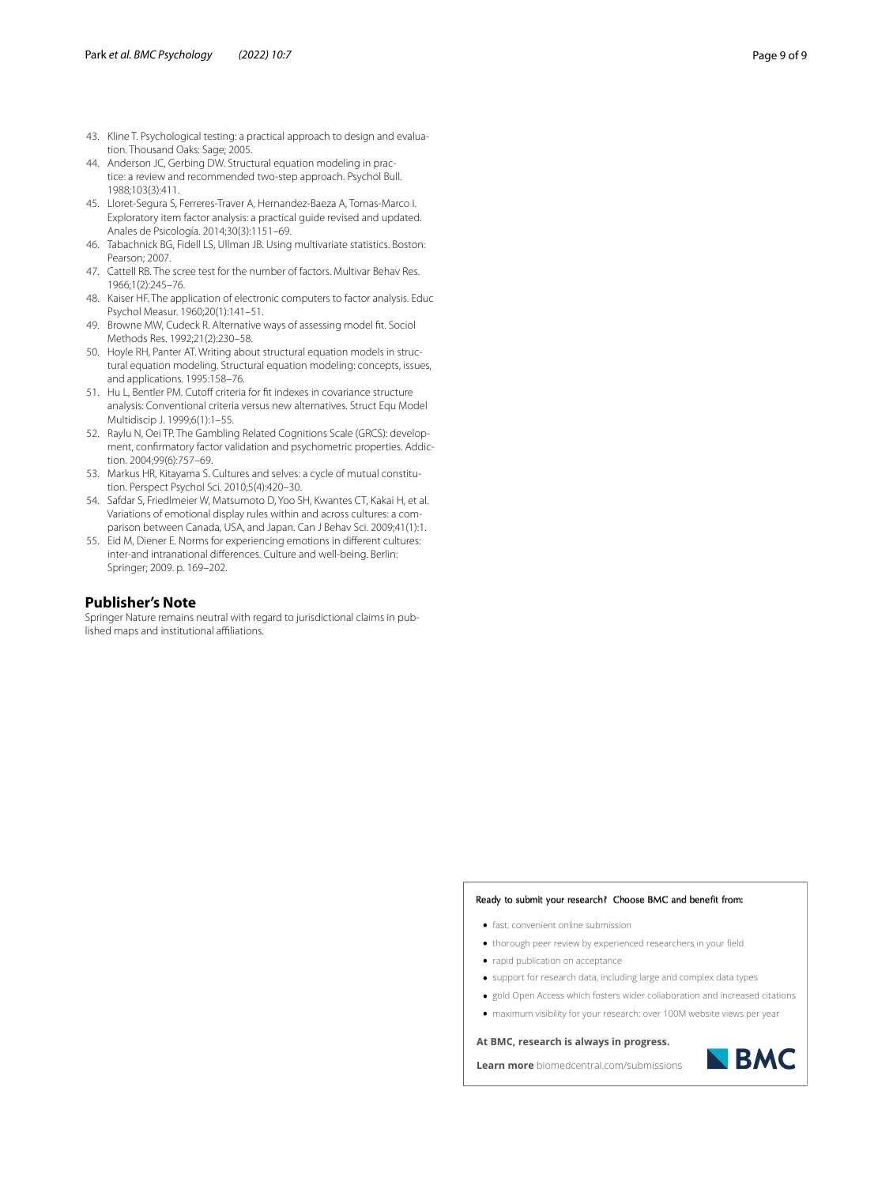43. Kline T. Psychological testing: a practical approach to design and evaluation. Thousand Oaks: Sage; 2005.
44. Anderson JC, Gerbing DW. Structural equation modeling in practice: a review and recommended two-step approach. Psychol Bull. 1988;103(3):411.
45. Lloret-Segura S, Ferreres-Traver A, Hernandez-Baeza A, Tomas-Marco I. Exploratory item factor analysis: a practical guide revised and updated. Anales de Psicología. 2014;30(3):1151–69.
46. Tabachnick BG, Fidell LS, Ullman JB. Using multivariate statistics. Boston: Pearson; 2007.
47. Cattell RB. The scree test for the number of factors. Multivar Behav Res. 1966;1(2):245–76.
48. Kaiser HF. The application of electronic computers to factor analysis. Educ Psychol Measur. 1960;20(1):141–51.
49. Browne MW, Cudeck R. Alternative ways of assessing model fit. Sociol Methods Res. 1992;21(2):230–58.
50. Hoyle RH, Panter AT. Writing about structural equation models in structural equation modeling. Structural equation modeling: concepts, issues, and applications. 1995:158–76.
51. Hu L, Bentler PM. Cutoff criteria for fit indexes in covariance structure analysis: Conventional criteria versus new alternatives. Struct Equ Model Multidiscip J. 1999;6(1):1–55.
52. Raylu N, Oei TP. The Gambling Related Cognitions Scale (GRCS): development, confirmatory factor validation and psychometric properties. Addiction. 2004;99(6):757–69.
53. Markus HR, Kitayama S. Cultures and selves: a cycle of mutual constitution. Perspect Psychol Sci. 2010;5(4):420–30.
54. Safdar S, Friedlmeier W, Matsumoto D, Yoo SH, Kwantes CT, Kakai H, et al. Variations of emotional display rules within and across cultures: a comparison between Canada, USA, and Japan. Can J Behav Sci. 2009;41(1):1.
55. Eid M, Diener E. Norms for experiencing emotions in different cultures: inter-and intranational differences. Culture and well-being. Berlin: Springer; 2009. p. 169–202.

## Publisher's Note

Springer Nature remains neutral with regard to jurisdictional claims in published maps and institutional affiliations.

Ready to submit your research? Choose BMC and benefit from:

- fast, convenient online submission
- thorough peer review by experienced researchers in your field
- rapid publication on acceptance
- support for research data, including large and complex data types
- gold Open Access which fosters wider collaboration and increased citations
- maximum visibility for your research: over 100M website views per year

**At BMC, research is always in progress.**

**Learn more** biomedcentral.com/submissions

BMC